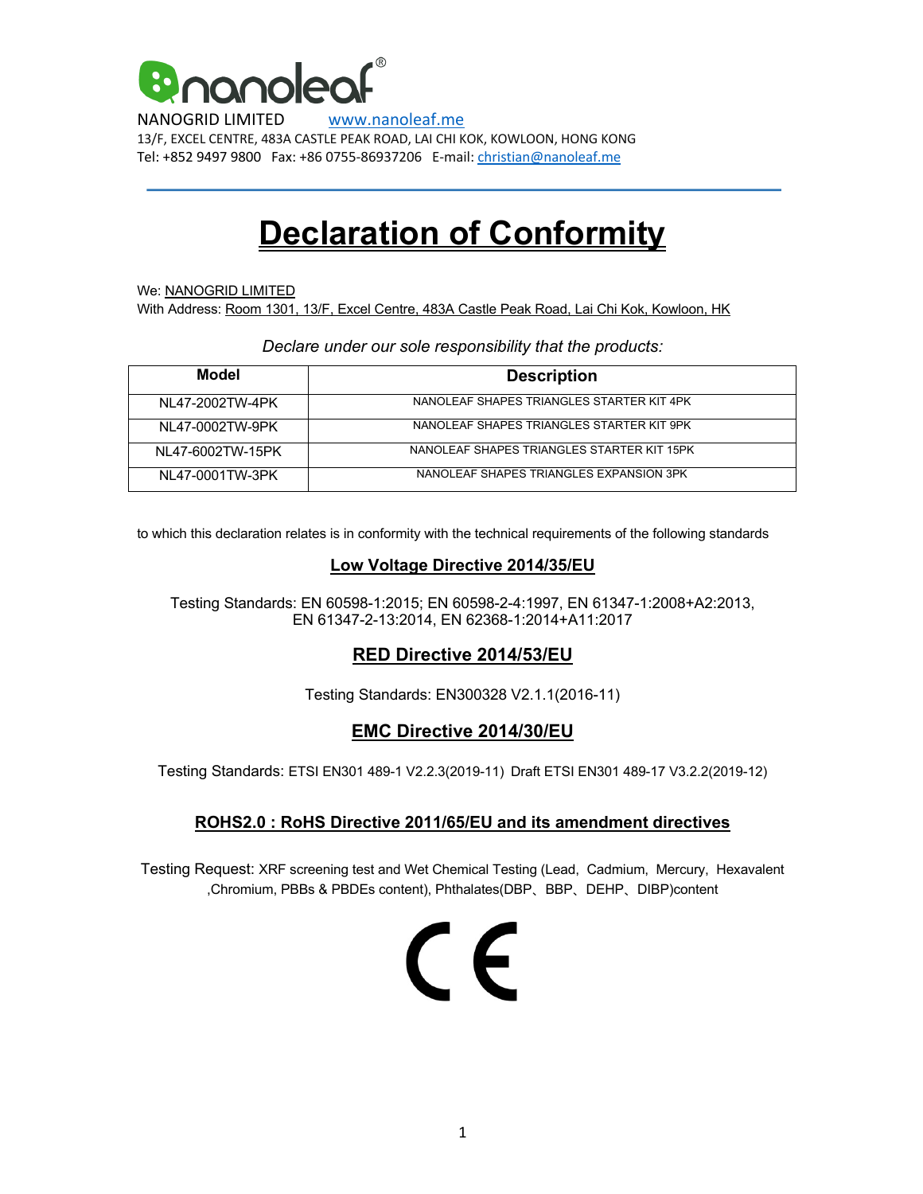nanoleaf®

NANOGRID LIMITED www.nanoleaf.me

13/F, EXCEL CENTRE, 483A CASTLE PEAK ROAD, LAI CHI KOK, KOWLOON, HONG KONG

Tel: +852 9497 9800 Fax: +86 0755-86937206 E-mail: christian@nanoleaf.me

---

# Declaration of Conformity

We: NANOGRID LIMITED

With Address: Room 1301, 13/F, Excel Centre, 483A Castle Peak Road, Lai Chi Kok, Kowloon, HK

*Declare under our sole responsibility that the products:*

| Model | Description |
|---|---|
| NL47-2002TW-4PK | NANOLEAF SHAPES TRIANGLES STARTER KIT 4PK |
| NL47-0002TW-9PK | NANOLEAF SHAPES TRIANGLES STARTER KIT 9PK |
| NL47-6002TW-15PK | NANOLEAF SHAPES TRIANGLES STARTER KIT 15PK |
| NL47-0001TW-3PK | NANOLEAF SHAPES TRIANGLES EXPANSION 3PK |

to which this declaration relates is in conformity with the technical requirements of the following standards

## Low Voltage Directive 2014/35/EU

Testing Standards: EN 60598-1:2015; EN 60598-2-4:1997, EN 61347-1:2008+A2:2013, EN 61347-2-13:2014, EN 62368-1:2014+A11:2017

## RED Directive 2014/53/EU

Testing Standards: EN300328 V2.1.1(2016-11)

## EMC Directive 2014/30/EU

Testing Standards: ETSI EN301 489-1 V2.2.3(2019-11) Draft ETSI EN301 489-17 V3.2.2(2019-12)

## ROHS2.0 : RoHS Directive 2011/65/EU and its amendment directives

Testing Request: XRF screening test and Wet Chemical Testing (Lead, Cadmium, Mercury, Hexavalent ,Chromium, PBBs & PBDEs content), Phthalates(DBP、BBP、DEHP、DIBP)content

CE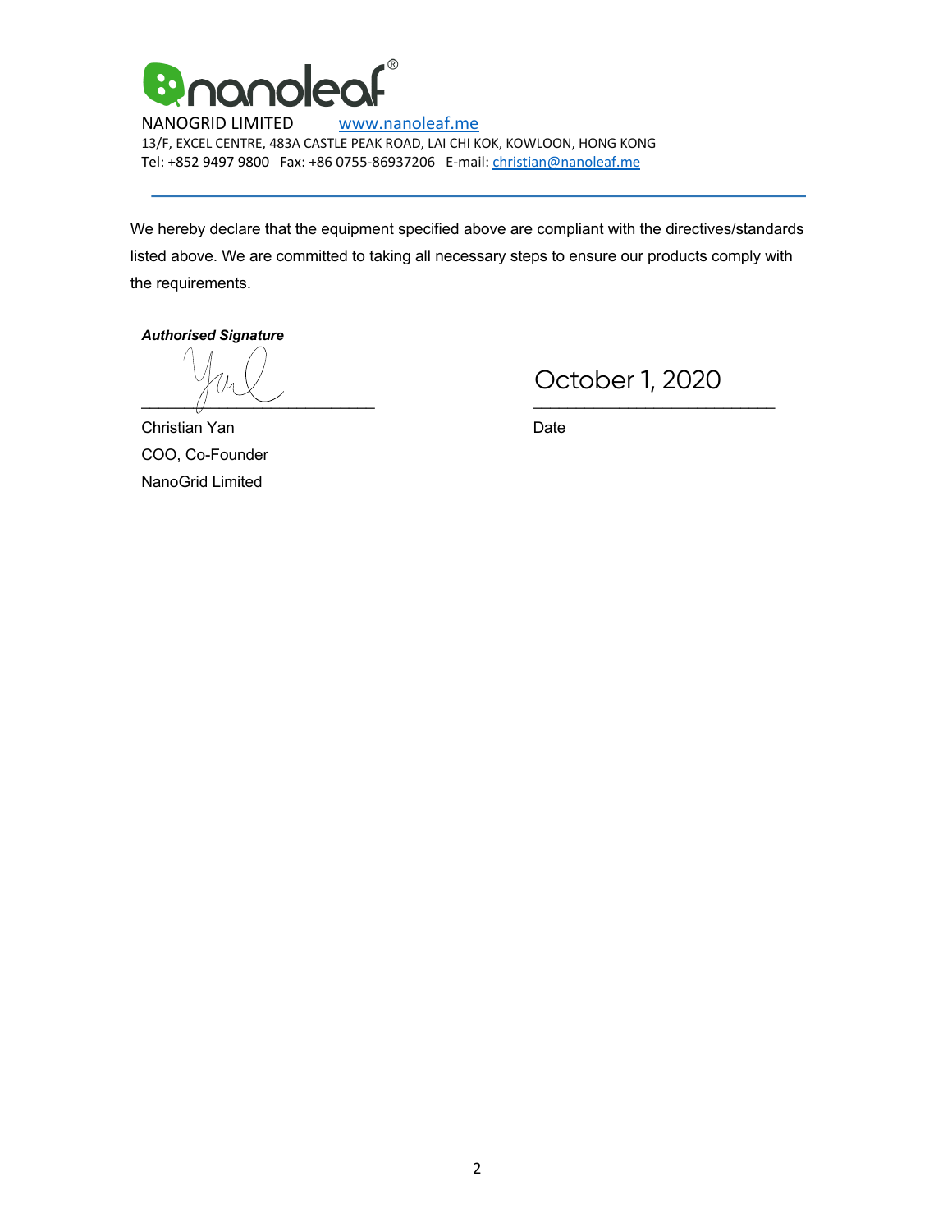NANOGRID LIMITED www.nanoleaf.me
13/F, EXCEL CENTRE, 483A CASTLE PEAK ROAD, LAI CHI KOK, KOWLOON, HONG KONG
Tel: +852 9497 9800 Fax: +86 0755-86937206 E-mail: christian@nanoleaf.me

---

We hereby declare that the equipment specified above are compliant with the directives/standards listed above. We are committed to taking all necessary steps to ensure our products comply with the requirements.

***Authorised Signature***

___________________________

Christian Yan
COO, Co-Founder
NanoGrid Limited

October 1, 2020
___________________________
Date